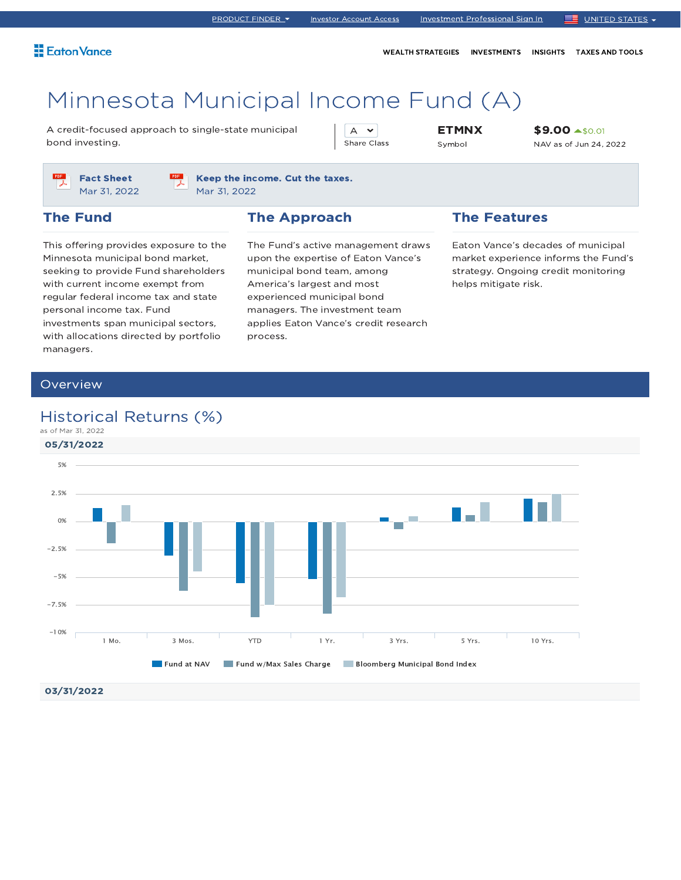PRODUCT FINDER | Investor Account Access | Investment Professional Sign In | UNITED STATES

Eaton Vance

WEALTH STRATEGIES | INVESTMENTS | INSIGHTS | TAXES AND TOOLS

# Minnesota Municipal Income Fund (A)

A credit-focused approach to single-state municipal bond investing.

| Share Class | Symbol | NAV as of Jun 24, 2022 |
|---|---|---|
| A | ETMNX | $9.00 ▲$0.01 |

**Fact Sheet**
Mar 31, 2022

**Keep the income. Cut the taxes.**
Mar 31, 2022

## The Fund

This offering provides exposure to the Minnesota municipal bond market, seeking to provide Fund shareholders with current income exempt from regular federal income tax and state personal income tax. Fund investments span municipal sectors, with allocations directed by portfolio managers.

## The Approach

The Fund's active management draws upon the expertise of Eaton Vance's municipal bond team, among America's largest and most experienced municipal bond managers. The investment team applies Eaton Vance's credit research process.

## The Features

Eaton Vance's decades of municipal market experience informs the Fund's strategy. Ongoing credit monitoring helps mitigate risk.

## Overview

### Historical Returns (%)

as of Mar 31, 2022

**05/31/2022**

Chart axis: 5%, 2.5%, 0%, −2.5%, −5%, −7.5%, −10%

Categories: 1 Mo., 3 Mos., YTD, 1 Yr., 3 Yrs., 5 Yrs., 10 Yrs.

Legend: Fund at NAV | Fund w/Max Sales Charge | Bloomberg Municipal Bond Index

**03/31/2022**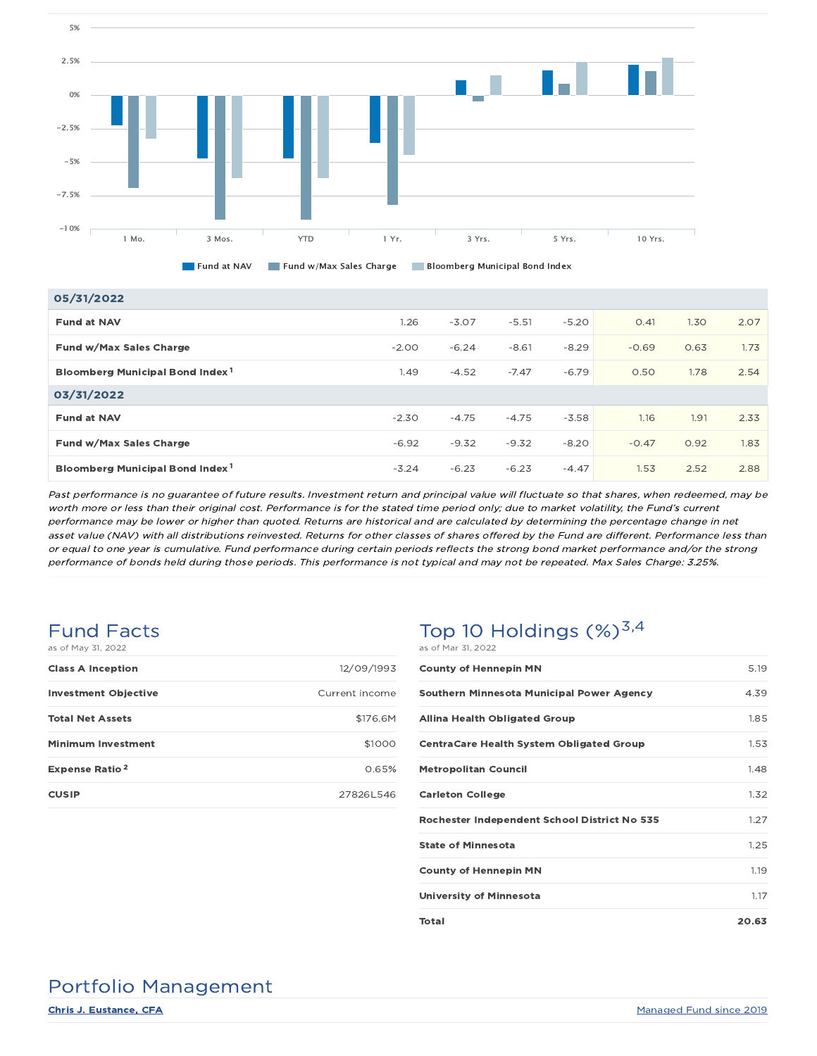| | 1 Mo. | 3 Mos. | YTD | 1 Yr. | 3 Yrs. | 5 Yrs. | 10 Yrs. |
|---|---|---|---|---|---|---|---|
| **05/31/2022** | | | | | | | |
| **Fund at NAV** | 1.26 | -3.07 | -5.51 | -5.20 | 0.41 | 1.30 | 2.07 |
| **Fund w/Max Sales Charge** | -2.00 | -6.24 | -8.61 | -8.29 | -0.69 | 0.63 | 1.73 |
| **Bloomberg Municipal Bond Index** [1] | 1.49 | -4.52 | -7.47 | -6.79 | 0.50 | 1.78 | 2.54 |
| **03/31/2022** | | | | | | | |
| **Fund at NAV** | -2.30 | -4.75 | -4.75 | -3.58 | 1.16 | 1.91 | 2.33 |
| **Fund w/Max Sales Charge** | -6.92 | -9.32 | -9.32 | -8.20 | -0.47 | 0.92 | 1.83 |
| **Bloomberg Municipal Bond Index** [1] | -3.24 | -6.23 | -6.23 | -4.47 | 1.53 | 2.52 | 2.88 |

*Past performance is no guarantee of future results. Investment return and principal value will fluctuate so that shares, when redeemed, may be worth more or less than their original cost. Performance is for the stated time period only; due to market volatility, the Fund's current performance may be lower or higher than quoted. Returns are historical and are calculated by determining the percentage change in net asset value (NAV) with all distributions reinvested. Returns for other classes of shares offered by the Fund are different. Performance less than or equal to one year is cumulative. Fund performance during certain periods reflects the strong bond market performance and/or the strong performance of bonds held during those periods. This performance is not typical and may not be repeated. Max Sales Charge: 3.25%.*

## Fund Facts

as of May 31, 2022

| | |
|---|---|
| **Class A Inception** | 12/09/1993 |
| **Investment Objective** | Current income |
| **Total Net Assets** | $176.6M |
| **Minimum Investment** | $1000 |
| **Expense Ratio** [2] | 0.65% |
| **CUSIP** | 27826L546 |

## Top 10 Holdings (%)[3,4]

as of Mar 31, 2022

| | |
|---|---|
| **County of Hennepin MN** | 5.19 |
| **Southern Minnesota Municipal Power Agency** | 4.39 |
| **Allina Health Obligated Group** | 1.85 |
| **CentraCare Health System Obligated Group** | 1.53 |
| **Metropolitan Council** | 1.48 |
| **Carleton College** | 1.32 |
| **Rochester Independent School District No 535** | 1.27 |
| **State of Minnesota** | 1.25 |
| **County of Hennepin MN** | 1.19 |
| **University of Minnesota** | 1.17 |
| **Total** | **20.63** |

## Portfolio Management

| | |
|---|---|
| **Chris J. Eustance, CFA** | Managed Fund since 2019 |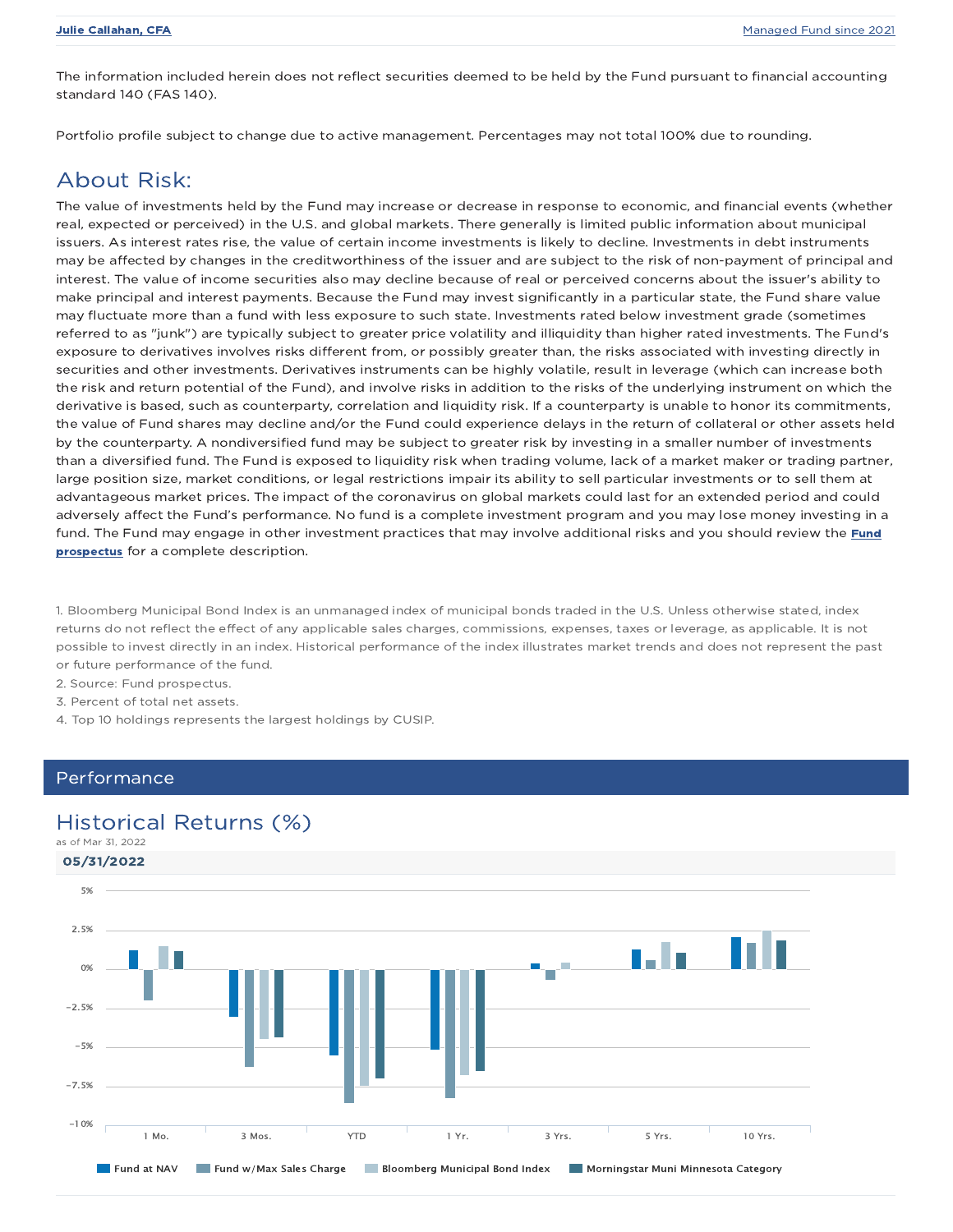| **Julie Callahan, CFA** | Managed Fund since 2021 |
|---|---|

The information included herein does not reflect securities deemed to be held by the Fund pursuant to financial accounting standard 140 (FAS 140).

Portfolio profile subject to change due to active management. Percentages may not total 100% due to rounding.

## About Risk:

The value of investments held by the Fund may increase or decrease in response to economic, and financial events (whether real, expected or perceived) in the U.S. and global markets. There generally is limited public information about municipal issuers. As interest rates rise, the value of certain income investments is likely to decline. Investments in debt instruments may be affected by changes in the creditworthiness of the issuer and are subject to the risk of non-payment of principal and interest. The value of income securities also may decline because of real or perceived concerns about the issuer's ability to make principal and interest payments. Because the Fund may invest significantly in a particular state, the Fund share value may fluctuate more than a fund with less exposure to such state. Investments rated below investment grade (sometimes referred to as "junk") are typically subject to greater price volatility and illiquidity than higher rated investments. The Fund's exposure to derivatives involves risks different from, or possibly greater than, the risks associated with investing directly in securities and other investments. Derivatives instruments can be highly volatile, result in leverage (which can increase both the risk and return potential of the Fund), and involve risks in addition to the risks of the underlying instrument on which the derivative is based, such as counterparty, correlation and liquidity risk. If a counterparty is unable to honor its commitments, the value of Fund shares may decline and/or the Fund could experience delays in the return of collateral or other assets held by the counterparty. A nondiversified fund may be subject to greater risk by investing in a smaller number of investments than a diversified fund. The Fund is exposed to liquidity risk when trading volume, lack of a market maker or trading partner, large position size, market conditions, or legal restrictions impair its ability to sell particular investments or to sell them at advantageous market prices. The impact of the coronavirus on global markets could last for an extended period and could adversely affect the Fund's performance. No fund is a complete investment program and you may lose money investing in a fund. The Fund may engage in other investment practices that may involve additional risks and you should review the **Fund prospectus** for a complete description.

1. Bloomberg Municipal Bond Index is an unmanaged index of municipal bonds traded in the U.S. Unless otherwise stated, index returns do not reflect the effect of any applicable sales charges, commissions, expenses, taxes or leverage, as applicable. It is not possible to invest directly in an index. Historical performance of the index illustrates market trends and does not represent the past or future performance of the fund.
2. Source: Fund prospectus.
3. Percent of total net assets.
4. Top 10 holdings represents the largest holdings by CUSIP.

## Performance

## Historical Returns (%)

as of Mar 31, 2022

**05/31/2022**

Chart categories: 1 Mo., 3 Mos., YTD, 1 Yr., 3 Yrs., 5 Yrs., 10 Yrs.

Legend: Fund at NAV, Fund w/Max Sales Charge, Bloomberg Municipal Bond Index, Morningstar Muni Minnesota Category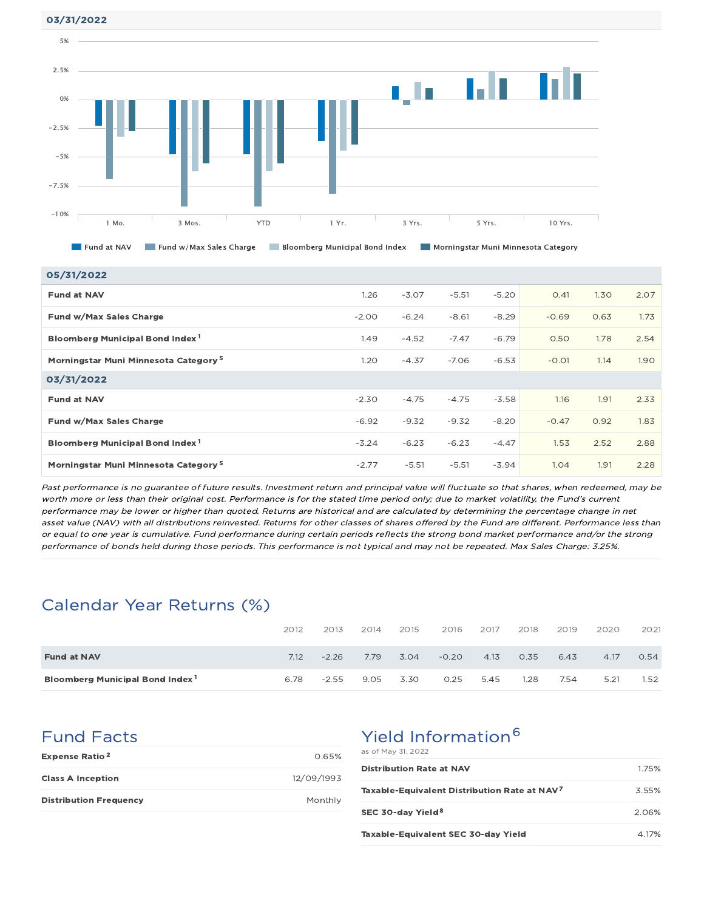**03/31/2022**

| | 1 Mo. | 3 Mos. | YTD | 1 Yr. | 3 Yrs. | 5 Yrs. | 10 Yrs. |
|---|---|---|---|---|---|---|---|
| **05/31/2022** | | | | | | | |
| **Fund at NAV** | 1.26 | -3.07 | -5.51 | -5.20 | 0.41 | 1.30 | 2.07 |
| **Fund w/Max Sales Charge** | -2.00 | -6.24 | -8.61 | -8.29 | -0.69 | 0.63 | 1.73 |
| **Bloomberg Municipal Bond Index** [1] | 1.49 | -4.52 | -7.47 | -6.79 | 0.50 | 1.78 | 2.54 |
| **Morningstar Muni Minnesota Category** [5] | 1.20 | -4.37 | -7.06 | -6.53 | -0.01 | 1.14 | 1.90 |
| **03/31/2022** | | | | | | | |
| **Fund at NAV** | -2.30 | -4.75 | -4.75 | -3.58 | 1.16 | 1.91 | 2.33 |
| **Fund w/Max Sales Charge** | -6.92 | -9.32 | -9.32 | -8.20 | -0.47 | 0.92 | 1.83 |
| **Bloomberg Municipal Bond Index** [1] | -3.24 | -6.23 | -6.23 | -4.47 | 1.53 | 2.52 | 2.88 |
| **Morningstar Muni Minnesota Category** [5] | -2.77 | -5.51 | -5.51 | -3.94 | 1.04 | 1.91 | 2.28 |

*Past performance is no guarantee of future results. Investment return and principal value will fluctuate so that shares, when redeemed, may be worth more or less than their original cost. Performance is for the stated time period only; due to market volatility, the Fund's current performance may be lower or higher than quoted. Returns are historical and are calculated by determining the percentage change in net asset value (NAV) with all distributions reinvested. Returns for other classes of shares offered by the Fund are different. Performance less than or equal to one year is cumulative. Fund performance during certain periods reflects the strong bond market performance and/or the strong performance of bonds held during those periods. This performance is not typical and may not be repeated. Max Sales Charge: 3.25%.*

## Calendar Year Returns (%)

| | 2012 | 2013 | 2014 | 2015 | 2016 | 2017 | 2018 | 2019 | 2020 | 2021 |
|---|---|---|---|---|---|---|---|---|---|---|
| **Fund at NAV** | 7.12 | -2.26 | 7.79 | 3.04 | -0.20 | 4.13 | 0.35 | 6.43 | 4.17 | 0.54 |
| **Bloomberg Municipal Bond Index** [1] | 6.78 | -2.55 | 9.05 | 3.30 | 0.25 | 5.45 | 1.28 | 7.54 | 5.21 | 1.52 |

## Fund Facts

| | |
|---|---|
| **Expense Ratio** [2] | 0.65% |
| **Class A Inception** | 12/09/1993 |
| **Distribution Frequency** | Monthly |

## Yield Information[6]

as of May 31, 2022

| | |
|---|---|
| **Distribution Rate at NAV** | 1.75% |
| **Taxable-Equivalent Distribution Rate at NAV** [7] | 3.55% |
| **SEC 30-day Yield** [8] | 2.06% |
| **Taxable-Equivalent SEC 30-day Yield** | 4.17% |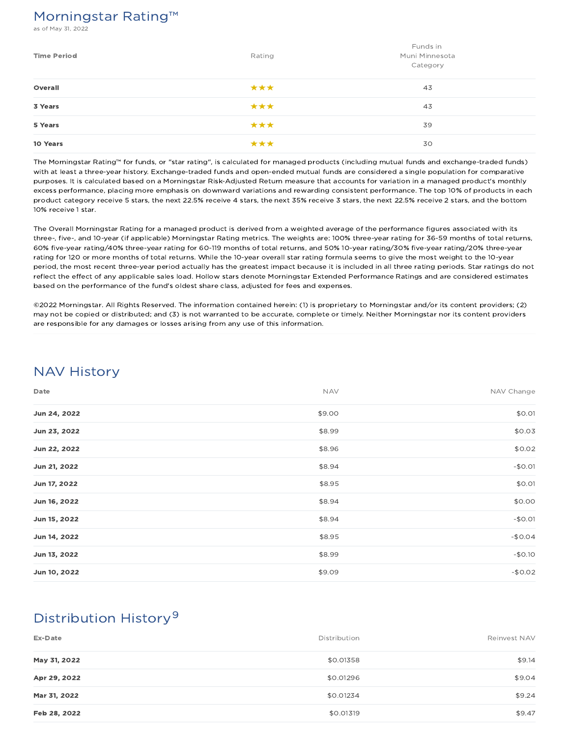## Morningstar Rating™

as of May 31, 2022

| Time Period | Rating | Funds in Muni Minnesota Category |
|---|---|---|
| **Overall** | ★★★ | 43 |
| **3 Years** | ★★★ | 43 |
| **5 Years** | ★★★ | 39 |
| **10 Years** | ★★★ | 30 |

The Morningstar Rating™ for funds, or "star rating", is calculated for managed products (including mutual funds and exchange-traded funds) with at least a three-year history. Exchange-traded funds and open-ended mutual funds are considered a single population for comparative purposes. It is calculated based on a Morningstar Risk-Adjusted Return measure that accounts for variation in a managed product's monthly excess performance, placing more emphasis on downward variations and rewarding consistent performance. The top 10% of products in each product category receive 5 stars, the next 22.5% receive 4 stars, the next 35% receive 3 stars, the next 22.5% receive 2 stars, and the bottom 10% receive 1 star.

The Overall Morningstar Rating for a managed product is derived from a weighted average of the performance figures associated with its three-, five-, and 10-year (if applicable) Morningstar Rating metrics. The weights are: 100% three-year rating for 36-59 months of total returns, 60% five-year rating/40% three-year rating for 60-119 months of total returns, and 50% 10-year rating/30% five-year rating/20% three-year rating for 120 or more months of total returns. While the 10-year overall star rating formula seems to give the most weight to the 10-year period, the most recent three-year period actually has the greatest impact because it is included in all three rating periods. Star ratings do not reflect the effect of any applicable sales load. Hollow stars denote Morningstar Extended Performance Ratings and are considered estimates based on the performance of the fund's oldest share class, adjusted for fees and expenses.

©2022 Morningstar. All Rights Reserved. The information contained herein: (1) is proprietary to Morningstar and/or its content providers; (2) may not be copied or distributed; and (3) is not warranted to be accurate, complete or timely. Neither Morningstar nor its content providers are responsible for any damages or losses arising from any use of this information.

## NAV History

| Date | NAV | NAV Change |
|---|---|---|
| **Jun 24, 2022** | $9.00 | $0.01 |
| **Jun 23, 2022** | $8.99 | $0.03 |
| **Jun 22, 2022** | $8.96 | $0.02 |
| **Jun 21, 2022** | $8.94 | -$0.01 |
| **Jun 17, 2022** | $8.95 | $0.01 |
| **Jun 16, 2022** | $8.94 | $0.00 |
| **Jun 15, 2022** | $8.94 | -$0.01 |
| **Jun 14, 2022** | $8.95 | -$0.04 |
| **Jun 13, 2022** | $8.99 | -$0.10 |
| **Jun 10, 2022** | $9.09 | -$0.02 |

## Distribution History[9]

| Ex-Date | Distribution | Reinvest NAV |
|---|---|---|
| **May 31, 2022** | $0.01358 | $9.14 |
| **Apr 29, 2022** | $0.01296 | $9.04 |
| **Mar 31, 2022** | $0.01234 | $9.24 |
| **Feb 28, 2022** | $0.01319 | $9.47 |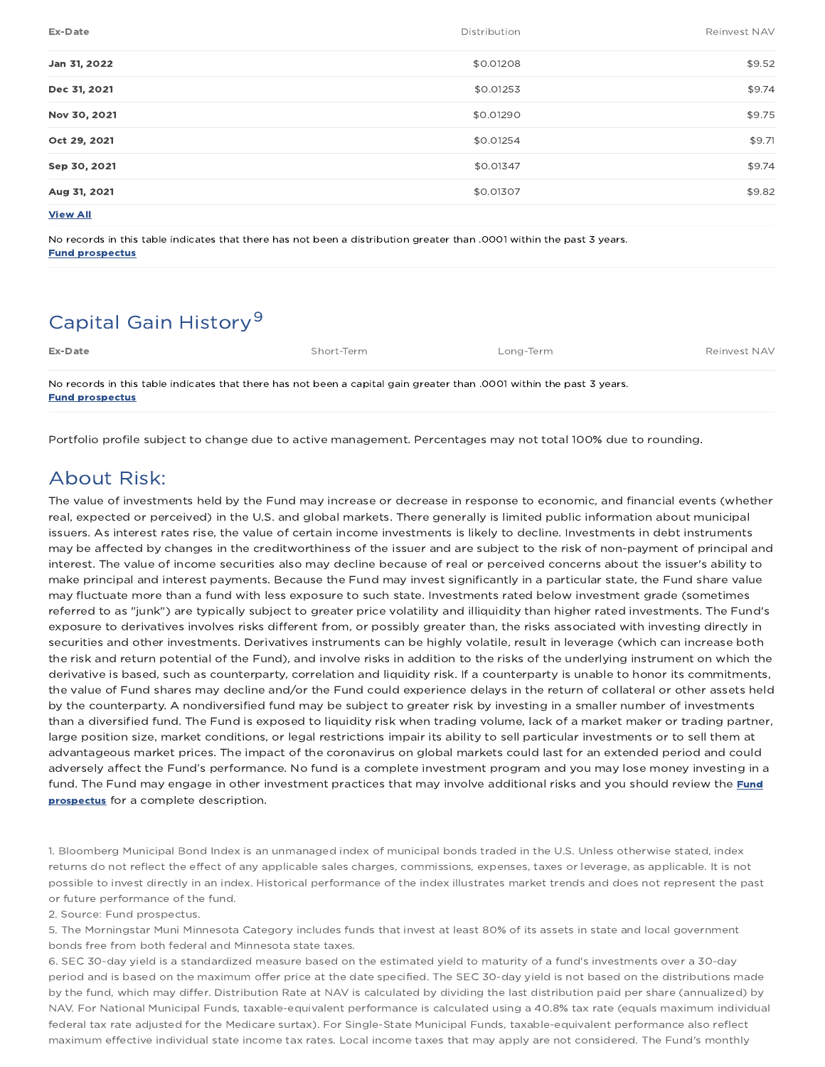| Ex-Date | Distribution | Reinvest NAV |
|---|---|---|
| **Jan 31, 2022** | $0.01208 | $9.52 |
| **Dec 31, 2021** | $0.01253 | $9.74 |
| **Nov 30, 2021** | $0.01290 | $9.75 |
| **Oct 29, 2021** | $0.01254 | $9.71 |
| **Sep 30, 2021** | $0.01347 | $9.74 |
| **Aug 31, 2021** | $0.01307 | $9.82 |

**View All**

No records in this table indicates that there has not been a distribution greater than .0001 within the past 3 years.
**Fund prospectus**

## Capital Gain History[9]

| Ex-Date | Short-Term | Long-Term | Reinvest NAV |
|---|---|---|---|

No records in this table indicates that there has not been a capital gain greater than .0001 within the past 3 years.
**Fund prospectus**

Portfolio profile subject to change due to active management. Percentages may not total 100% due to rounding.

## About Risk:

The value of investments held by the Fund may increase or decrease in response to economic, and financial events (whether real, expected or perceived) in the U.S. and global markets. There generally is limited public information about municipal issuers. As interest rates rise, the value of certain income investments is likely to decline. Investments in debt instruments may be affected by changes in the creditworthiness of the issuer and are subject to the risk of non-payment of principal and interest. The value of income securities also may decline because of real or perceived concerns about the issuer's ability to make principal and interest payments. Because the Fund may invest significantly in a particular state, the Fund share value may fluctuate more than a fund with less exposure to such state. Investments rated below investment grade (sometimes referred to as "junk") are typically subject to greater price volatility and illiquidity than higher rated investments. The Fund's exposure to derivatives involves risks different from, or possibly greater than, the risks associated with investing directly in securities and other investments. Derivatives instruments can be highly volatile, result in leverage (which can increase both the risk and return potential of the Fund), and involve risks in addition to the risks of the underlying instrument on which the derivative is based, such as counterparty, correlation and liquidity risk. If a counterparty is unable to honor its commitments, the value of Fund shares may decline and/or the Fund could experience delays in the return of collateral or other assets held by the counterparty. A nondiversified fund may be subject to greater risk by investing in a smaller number of investments than a diversified fund. The Fund is exposed to liquidity risk when trading volume, lack of a market maker or trading partner, large position size, market conditions, or legal restrictions impair its ability to sell particular investments or to sell them at advantageous market prices. The impact of the coronavirus on global markets could last for an extended period and could adversely affect the Fund's performance. No fund is a complete investment program and you may lose money investing in a fund. The Fund may engage in other investment practices that may involve additional risks and you should review the **Fund prospectus** for a complete description.

1. Bloomberg Municipal Bond Index is an unmanaged index of municipal bonds traded in the U.S. Unless otherwise stated, index returns do not reflect the effect of any applicable sales charges, commissions, expenses, taxes or leverage, as applicable. It is not possible to invest directly in an index. Historical performance of the index illustrates market trends and does not represent the past or future performance of the fund.
2. Source: Fund prospectus.
5. The Morningstar Muni Minnesota Category includes funds that invest at least 80% of its assets in state and local government bonds free from both federal and Minnesota state taxes.
6. SEC 30-day yield is a standardized measure based on the estimated yield to maturity of a fund's investments over a 30-day period and is based on the maximum offer price at the date specified. The SEC 30-day yield is not based on the distributions made by the fund, which may differ. Distribution Rate at NAV is calculated by dividing the last distribution paid per share (annualized) by NAV. For National Municipal Funds, taxable-equivalent performance is calculated using a 40.8% tax rate (equals maximum individual federal tax rate adjusted for the Medicare surtax). For Single-State Municipal Funds, taxable-equivalent performance also reflect maximum effective individual state income tax rates. Local income taxes that may apply are not considered. The Fund's monthly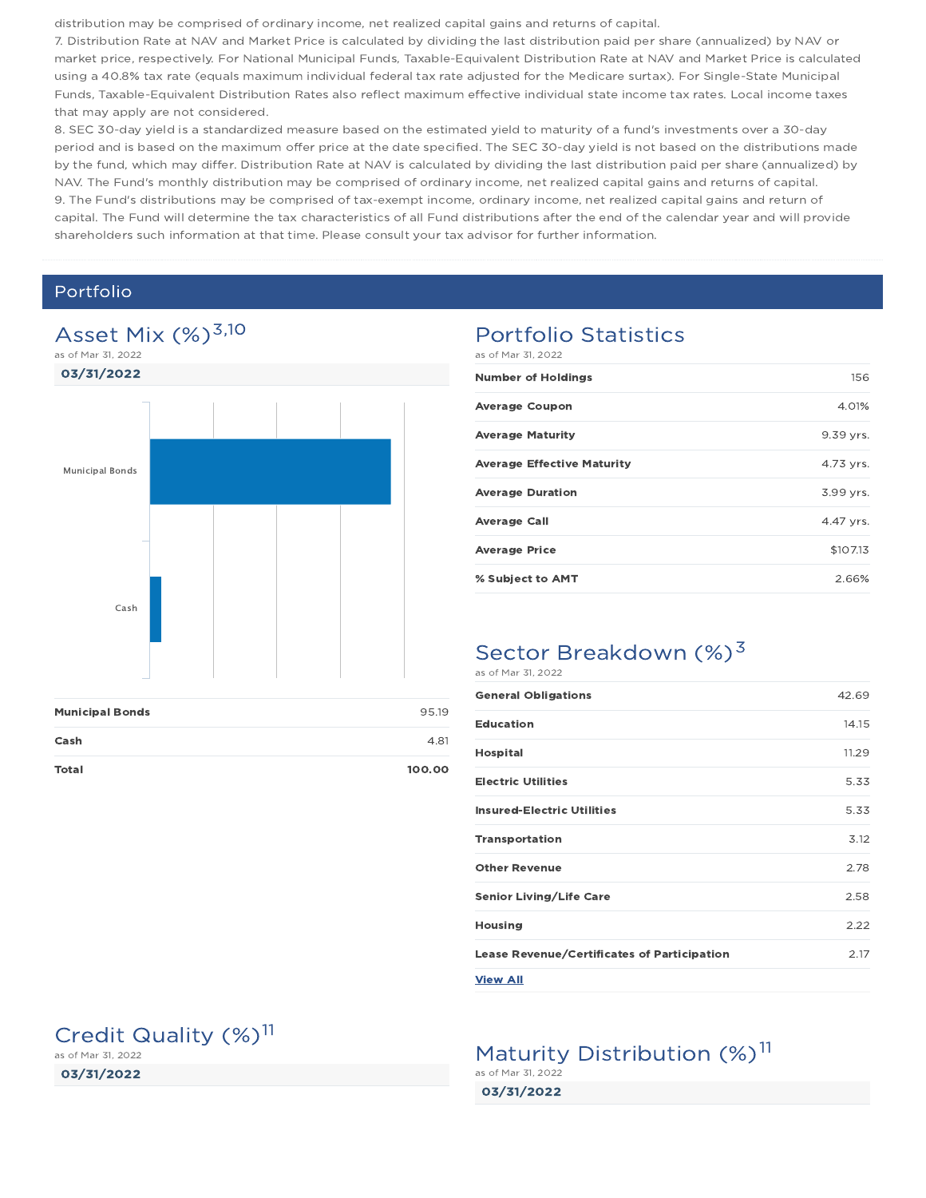distribution may be comprised of ordinary income, net realized capital gains and returns of capital.

7. Distribution Rate at NAV and Market Price is calculated by dividing the last distribution paid per share (annualized) by NAV or market price, respectively. For National Municipal Funds, Taxable-Equivalent Distribution Rate at NAV and Market Price is calculated using a 40.8% tax rate (equals maximum individual federal tax rate adjusted for the Medicare surtax). For Single-State Municipal Funds, Taxable-Equivalent Distribution Rates also reflect maximum effective individual state income tax rates. Local income taxes that may apply are not considered.

8. SEC 30-day yield is a standardized measure based on the estimated yield to maturity of a fund's investments over a 30-day period and is based on the maximum offer price at the date specified. The SEC 30-day yield is not based on the distributions made by the fund, which may differ. Distribution Rate at NAV is calculated by dividing the last distribution paid per share (annualized) by NAV. The Fund's monthly distribution may be comprised of ordinary income, net realized capital gains and returns of capital.

9. The Fund's distributions may be comprised of tax-exempt income, ordinary income, net realized capital gains and return of capital. The Fund will determine the tax characteristics of all Fund distributions after the end of the calendar year and will provide shareholders such information at that time. Please consult your tax advisor for further information.

## Portfolio

### Asset Mix (%)[3,10]

as of Mar 31, 2022

**03/31/2022**

| | |
|---|---|
| **Municipal Bonds** | 95.19 |
| **Cash** | 4.81 |
| **Total** | **100.00** |

### Portfolio Statistics

as of Mar 31, 2022

| | |
|---|---|
| **Number of Holdings** | 156 |
| **Average Coupon** | 4.01% |
| **Average Maturity** | 9.39 yrs. |
| **Average Effective Maturity** | 4.73 yrs. |
| **Average Duration** | 3.99 yrs. |
| **Average Call** | 4.47 yrs. |
| **Average Price** | $107.13 |
| **% Subject to AMT** | 2.66% |

### Sector Breakdown (%)[3]

as of Mar 31, 2022

| | |
|---|---|
| **General Obligations** | 42.69 |
| **Education** | 14.15 |
| **Hospital** | 11.29 |
| **Electric Utilities** | 5.33 |
| **Insured-Electric Utilities** | 5.33 |
| **Transportation** | 3.12 |
| **Other Revenue** | 2.78 |
| **Senior Living/Life Care** | 2.58 |
| **Housing** | 2.22 |
| **Lease Revenue/Certificates of Participation** | 2.17 |

**View All**

### Credit Quality (%)[11]

as of Mar 31, 2022

**03/31/2022**

### Maturity Distribution (%)[11]

as of Mar 31, 2022

**03/31/2022**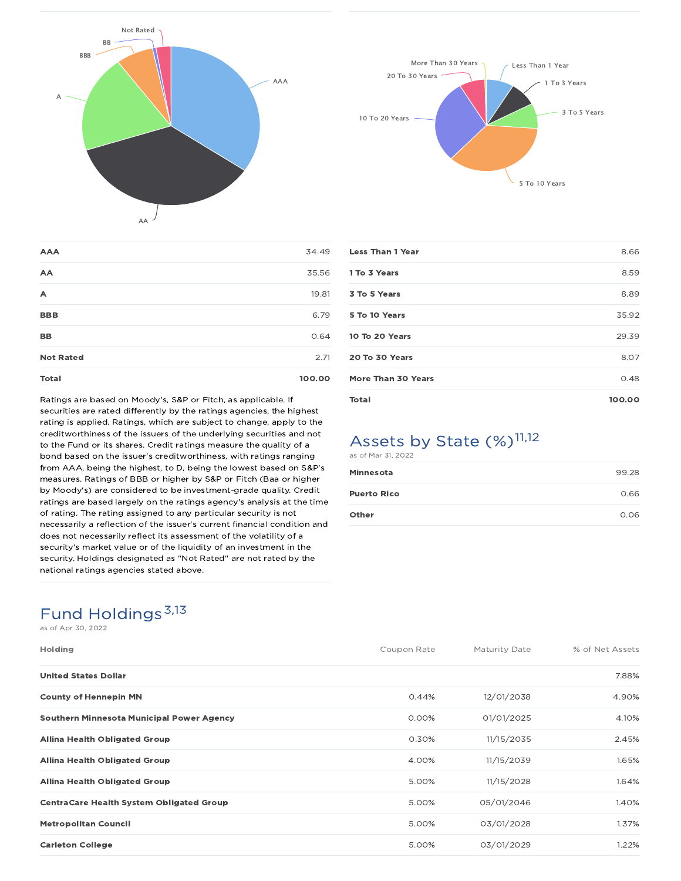| | |
|---|---|
| **AAA** | 34.49 |
| **AA** | 35.56 |
| **A** | 19.81 |
| **BBB** | 6.79 |
| **BB** | 0.64 |
| **Not Rated** | 2.71 |
| **Total** | **100.00** |

Ratings are based on Moody's, S&P or Fitch, as applicable. If securities are rated differently by the ratings agencies, the highest rating is applied. Ratings, which are subject to change, apply to the creditworthiness of the issuers of the underlying securities and not to the Fund or its shares. Credit ratings measure the quality of a bond based on the issuer's creditworthiness, with ratings ranging from AAA, being the highest, to D, being the lowest based on S&P's measures. Ratings of BBB or higher by S&P or Fitch (Baa or higher by Moody's) are considered to be investment-grade quality. Credit ratings are based largely on the ratings agency's analysis at the time of rating. The rating assigned to any particular security is not necessarily a reflection of the issuer's current financial condition and does not necessarily reflect its assessment of the volatility of a security's market value or of the liquidity of an investment in the security. Holdings designated as "Not Rated" are not rated by the national ratings agencies stated above.

| | |
|---|---|
| **Less Than 1 Year** | 8.66 |
| **1 To 3 Years** | 8.59 |
| **3 To 5 Years** | 8.89 |
| **5 To 10 Years** | 35.92 |
| **10 To 20 Years** | 29.39 |
| **20 To 30 Years** | 8.07 |
| **More Than 30 Years** | 0.48 |
| **Total** | **100.00** |

## Assets by State (%)[11,12]

as of Mar 31, 2022

| | |
|---|---|
| **Minnesota** | 99.28 |
| **Puerto Rico** | 0.66 |
| **Other** | 0.06 |

## Fund Holdings[3,13]

as of Apr 30, 2022

| Holding | Coupon Rate | Maturity Date | % of Net Assets |
|---|---|---|---|
| **United States Dollar** | | | 7.88% |
| **County of Hennepin MN** | 0.44% | 12/01/2038 | 4.90% |
| **Southern Minnesota Municipal Power Agency** | 0.00% | 01/01/2025 | 4.10% |
| **Allina Health Obligated Group** | 0.30% | 11/15/2035 | 2.45% |
| **Allina Health Obligated Group** | 4.00% | 11/15/2039 | 1.65% |
| **Allina Health Obligated Group** | 5.00% | 11/15/2028 | 1.64% |
| **CentraCare Health System Obligated Group** | 5.00% | 05/01/2046 | 1.40% |
| **Metropolitan Council** | 5.00% | 03/01/2028 | 1.37% |
| **Carleton College** | 5.00% | 03/01/2029 | 1.22% |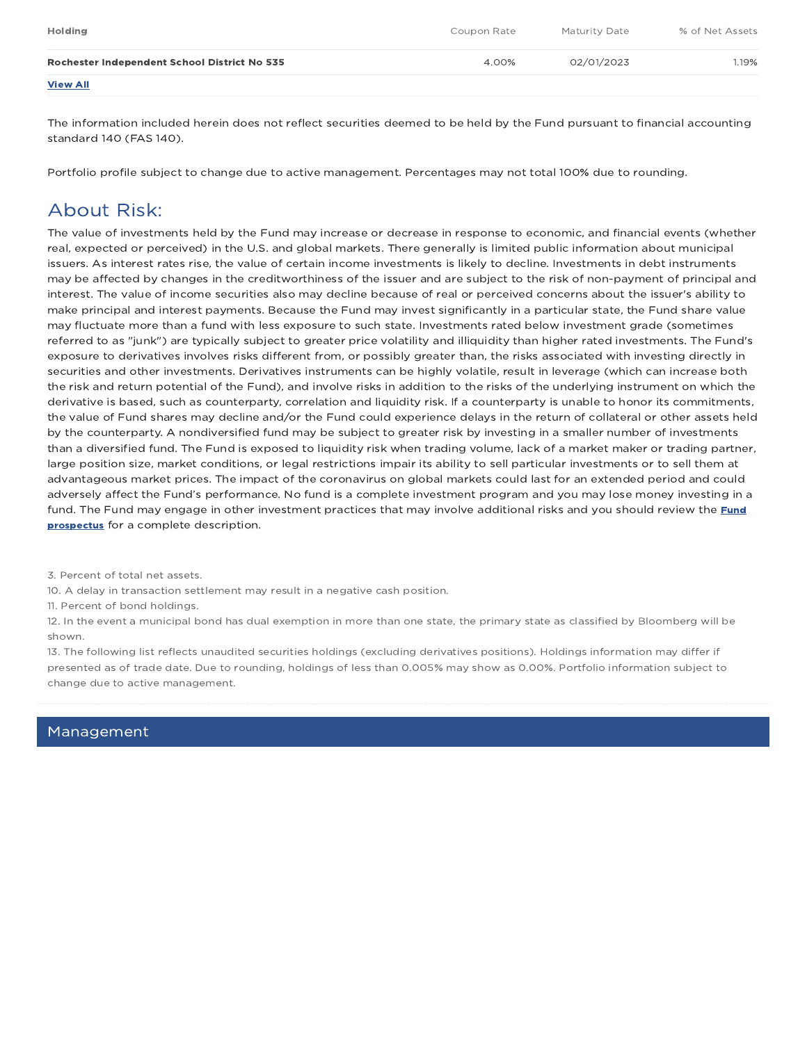| Holding | Coupon Rate | Maturity Date | % of Net Assets |
|---|---|---|---|
| **Rochester Independent School District No 535** | 4.00% | 02/01/2023 | 1.19% |

**View All**

The information included herein does not reflect securities deemed to be held by the Fund pursuant to financial accounting standard 140 (FAS 140).

Portfolio profile subject to change due to active management. Percentages may not total 100% due to rounding.

## About Risk:

The value of investments held by the Fund may increase or decrease in response to economic, and financial events (whether real, expected or perceived) in the U.S. and global markets. There generally is limited public information about municipal issuers. As interest rates rise, the value of certain income investments is likely to decline. Investments in debt instruments may be affected by changes in the creditworthiness of the issuer and are subject to the risk of non-payment of principal and interest. The value of income securities also may decline because of real or perceived concerns about the issuer's ability to make principal and interest payments. Because the Fund may invest significantly in a particular state, the Fund share value may fluctuate more than a fund with less exposure to such state. Investments rated below investment grade (sometimes referred to as "junk") are typically subject to greater price volatility and illiquidity than higher rated investments. The Fund's exposure to derivatives involves risks different from, or possibly greater than, the risks associated with investing directly in securities and other investments. Derivatives instruments can be highly volatile, result in leverage (which can increase both the risk and return potential of the Fund), and involve risks in addition to the risks of the underlying instrument on which the derivative is based, such as counterparty, correlation and liquidity risk. If a counterparty is unable to honor its commitments, the value of Fund shares may decline and/or the Fund could experience delays in the return of collateral or other assets held by the counterparty. A nondiversified fund may be subject to greater risk by investing in a smaller number of investments than a diversified fund. The Fund is exposed to liquidity risk when trading volume, lack of a market maker or trading partner, large position size, market conditions, or legal restrictions impair its ability to sell particular investments or to sell them at advantageous market prices. The impact of the coronavirus on global markets could last for an extended period and could adversely affect the Fund's performance. No fund is a complete investment program and you may lose money investing in a fund. The Fund may engage in other investment practices that may involve additional risks and you should review the **Fund prospectus** for a complete description.

3. Percent of total net assets.
10. A delay in transaction settlement may result in a negative cash position.
11. Percent of bond holdings.
12. In the event a municipal bond has dual exemption in more than one state, the primary state as classified by Bloomberg will be shown.
13. The following list reflects unaudited securities holdings (excluding derivatives positions). Holdings information may differ if presented as of trade date. Due to rounding, holdings of less than 0.005% may show as 0.00%. Portfolio information subject to change due to active management.

## Management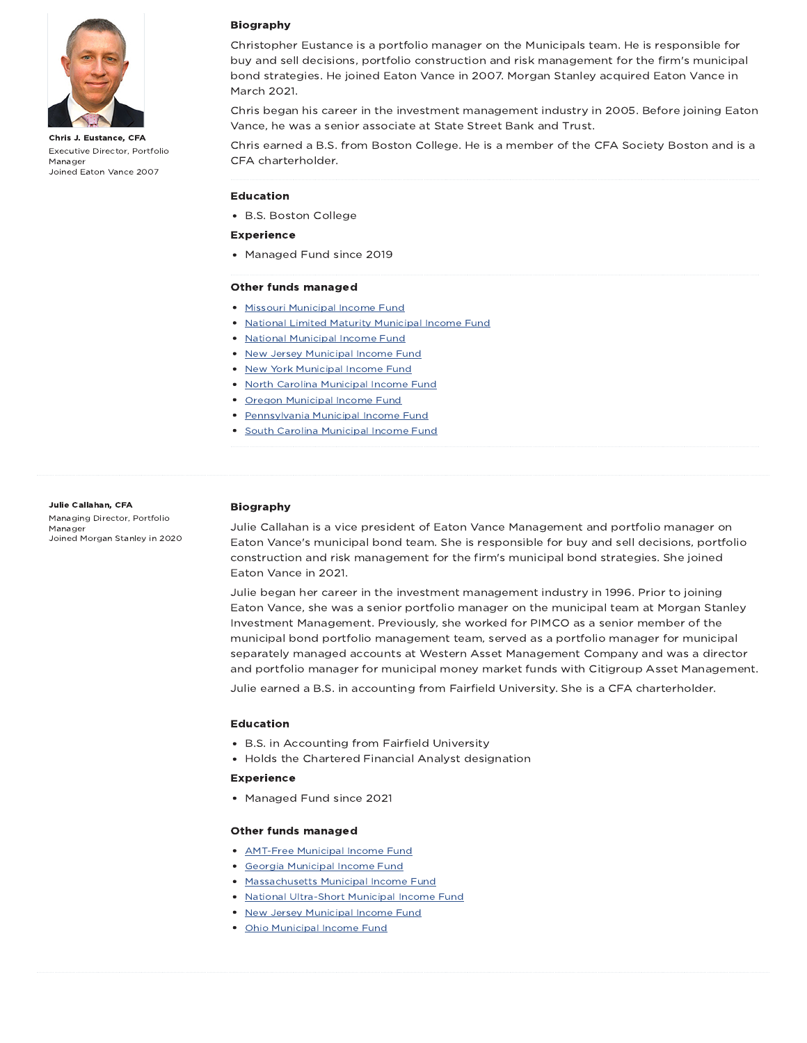**Chris J. Eustance, CFA**

Executive Director, Portfolio Manager

Joined Eaton Vance 2007

### Biography

Christopher Eustance is a portfolio manager on the Municipals team. He is responsible for buy and sell decisions, portfolio construction and risk management for the firm's municipal bond strategies. He joined Eaton Vance in 2007. Morgan Stanley acquired Eaton Vance in March 2021.

Chris began his career in the investment management industry in 2005. Before joining Eaton Vance, he was a senior associate at State Street Bank and Trust.

Chris earned a B.S. from Boston College. He is a member of the CFA Society Boston and is a CFA charterholder.

### Education

- B.S. Boston College

### Experience

- Managed Fund since 2019

### Other funds managed

- Missouri Municipal Income Fund
- National Limited Maturity Municipal Income Fund
- National Municipal Income Fund
- New Jersey Municipal Income Fund
- New York Municipal Income Fund
- North Carolina Municipal Income Fund
- Oregon Municipal Income Fund
- Pennsylvania Municipal Income Fund
- South Carolina Municipal Income Fund

---

**Julie Callahan, CFA**

Managing Director, Portfolio Manager

Joined Morgan Stanley in 2020

### Biography

Julie Callahan is a vice president of Eaton Vance Management and portfolio manager on Eaton Vance's municipal bond team. She is responsible for buy and sell decisions, portfolio construction and risk management for the firm's municipal bond strategies. She joined Eaton Vance in 2021.

Julie began her career in the investment management industry in 1996. Prior to joining Eaton Vance, she was a senior portfolio manager on the municipal team at Morgan Stanley Investment Management. Previously, she worked for PIMCO as a senior member of the municipal bond portfolio management team, served as a portfolio manager for municipal separately managed accounts at Western Asset Management Company and was a director and portfolio manager for municipal money market funds with Citigroup Asset Management.

Julie earned a B.S. in accounting from Fairfield University. She is a CFA charterholder.

### Education

- B.S. in Accounting from Fairfield University
- Holds the Chartered Financial Analyst designation

### Experience

- Managed Fund since 2021

### Other funds managed

- AMT-Free Municipal Income Fund
- Georgia Municipal Income Fund
- Massachusetts Municipal Income Fund
- National Ultra-Short Municipal Income Fund
- New Jersey Municipal Income Fund
- Ohio Municipal Income Fund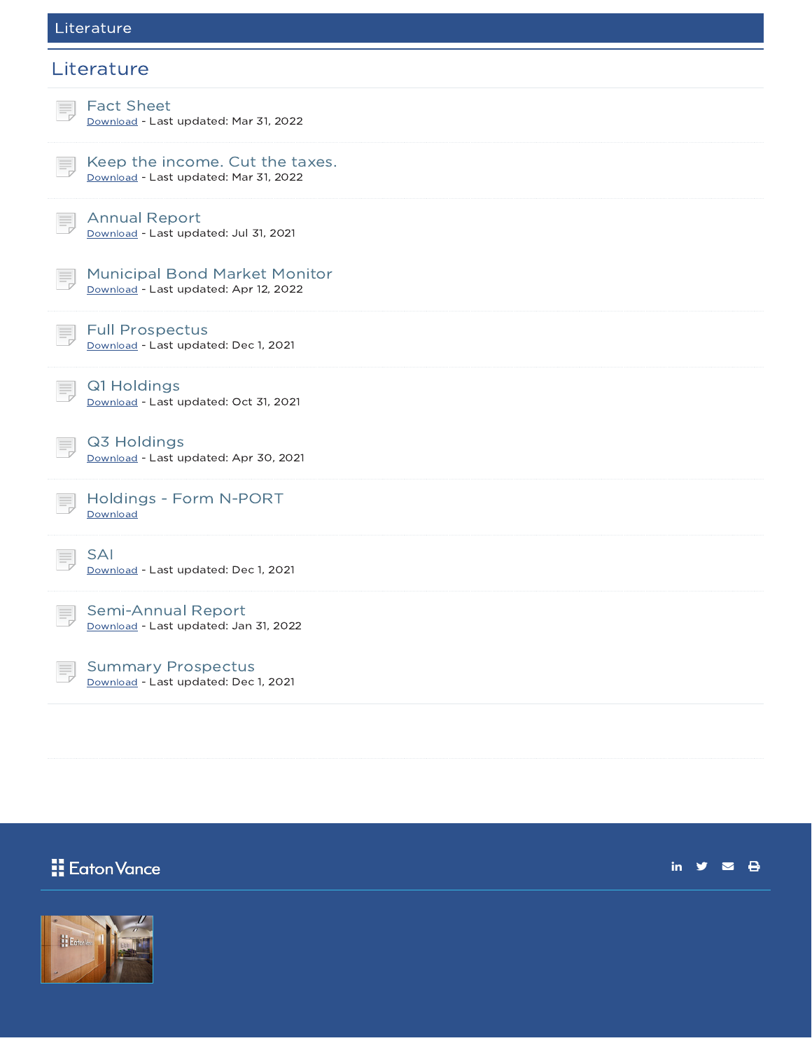# Literature

## Literature

### Fact Sheet
Download - Last updated: Mar 31, 2022

### Keep the income. Cut the taxes.
Download - Last updated: Mar 31, 2022

### Annual Report
Download - Last updated: Jul 31, 2021

### Municipal Bond Market Monitor
Download - Last updated: Apr 12, 2022

### Full Prospectus
Download - Last updated: Dec 1, 2021

### Q1 Holdings
Download - Last updated: Oct 31, 2021

### Q3 Holdings
Download - Last updated: Apr 30, 2021

### Holdings - Form N-PORT
Download

### SAI
Download - Last updated: Dec 1, 2021

### Semi-Annual Report
Download - Last updated: Jan 31, 2022

### Summary Prospectus
Download - Last updated: Dec 1, 2021

Eaton Vance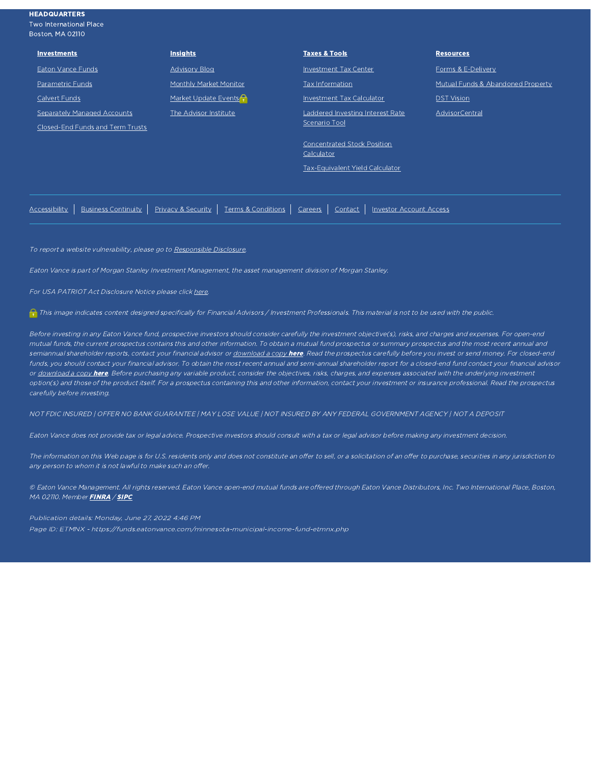**HEADQUARTERS**
Two International Place
Boston, MA 02110

**Investments**

- Eaton Vance Funds
- Parametric Funds
- Calvert Funds
- Separately Managed Accounts
- Closed-End Funds and Term Trusts

**Insights**

- Advisory Blog
- Monthly Market Monitor
- Market Update Events
- The Advisor Institute

**Taxes & Tools**

- Investment Tax Center
- Tax Information
- Investment Tax Calculator
- Laddered Investing Interest Rate Scenario Tool
- Concentrated Stock Position Calculator
- Tax-Equivalent Yield Calculator

**Resources**

- Forms & E-Delivery
- Mutual Funds & Abandoned Property
- DST Vision
- AdvisorCentral

Accessibility | Business Continuity | Privacy & Security | Terms & Conditions | Careers | Contact | Investor Account Access

*To report a website vulnerability, please go to Responsible Disclosure.*

*Eaton Vance is part of Morgan Stanley Investment Management, the asset management division of Morgan Stanley.*

*For USA PATRIOT Act Disclosure Notice please click here.*

*This image indicates content designed specifically for Financial Advisors / Investment Professionals. This material is not to be used with the public.*

*Before investing in any Eaton Vance fund, prospective investors should consider carefully the investment objective(s), risks, and charges and expenses. For open-end mutual funds, the current prospectus contains this and other information. To obtain a mutual fund prospectus or summary prospectus and the most recent annual and semiannual shareholder reports, contact your financial advisor or download a copy **here**. Read the prospectus carefully before you invest or send money. For closed-end funds, you should contact your financial advisor. To obtain the most recent annual and semi-annual shareholder report for a closed-end fund contact your financial advisor or download a copy **here**. Before purchasing any variable product, consider the objectives, risks, charges, and expenses associated with the underlying investment option(s) and those of the product itself. For a prospectus containing this and other information, contact your investment or insurance professional. Read the prospectus carefully before investing.*

*NOT FDIC INSURED | OFFER NO BANK GUARANTEE | MAY LOSE VALUE | NOT INSURED BY ANY FEDERAL GOVERNMENT AGENCY | NOT A DEPOSIT*

*Eaton Vance does not provide tax or legal advice. Prospective investors should consult with a tax or legal advisor before making any investment decision.*

*The information on this Web page is for U.S. residents only and does not constitute an offer to sell, or a solicitation of an offer to purchase, securities in any jurisdiction to any person to whom it is not lawful to make such an offer.*

*© Eaton Vance Management. All rights reserved. Eaton Vance open-end mutual funds are offered through Eaton Vance Distributors, Inc. Two International Place, Boston, MA 02110. Member **FINRA** / **SIPC***

*Publication details: Monday, June 27, 2022 4:46 PM*
*Page ID: ETMNX - https://funds.eatonvance.com/minnesota-municipal-income-fund-etmnx.php*